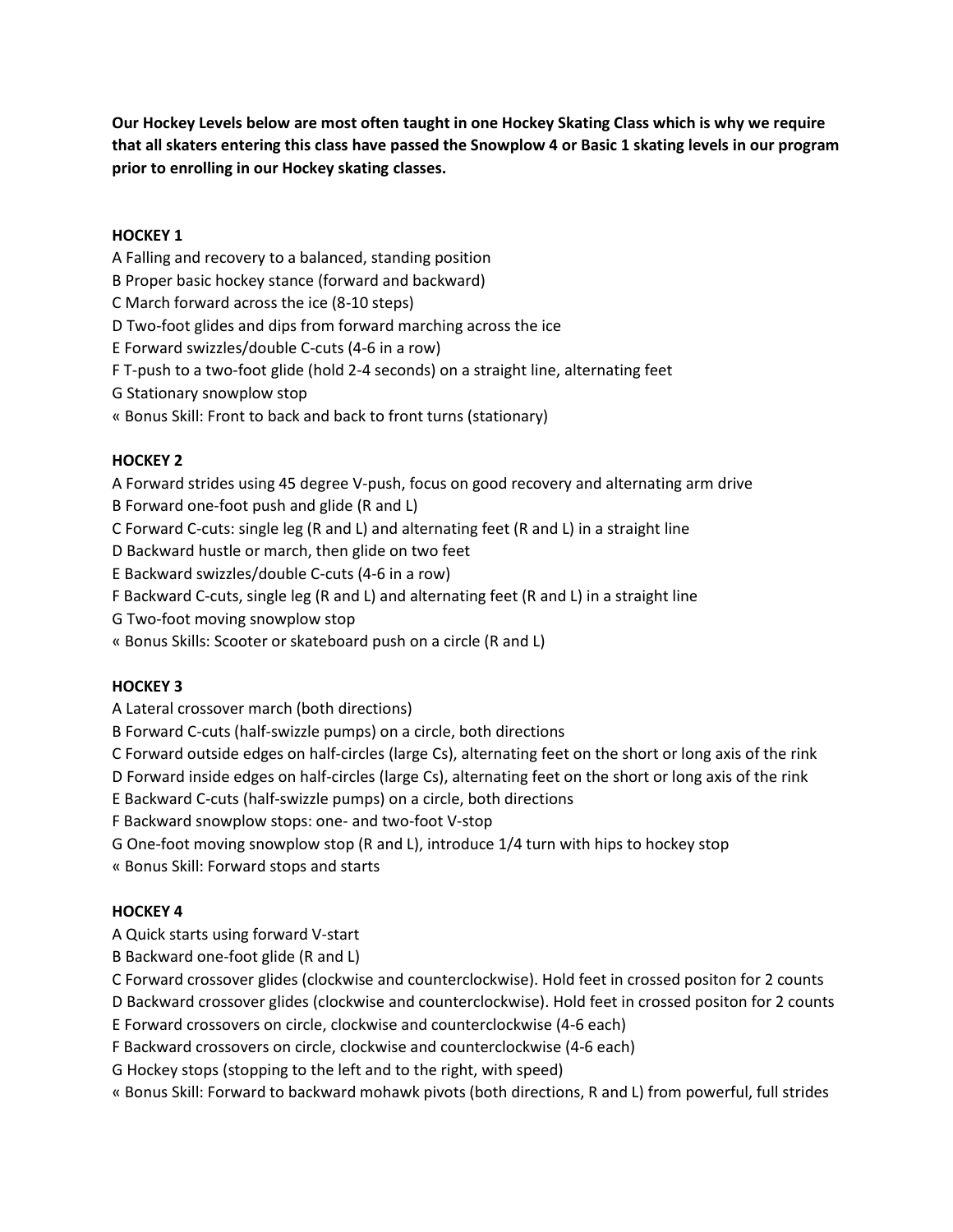**Our Hockey Levels below are most often taught in one Hockey Skating Class which is why we require that all skaters entering this class have passed the Snowplow 4 or Basic 1 skating levels in our program prior to enrolling in our Hockey skating classes.**

**HOCKEY 1**

A Falling and recovery to a balanced, standing position  
B Proper basic hockey stance (forward and backward)  
C March forward across the ice (8-10 steps)  
D Two-foot glides and dips from forward marching across the ice  
E Forward swizzles/double C-cuts (4-6 in a row)  
F T-push to a two-foot glide (hold 2-4 seconds) on a straight line, alternating feet  
G Stationary snowplow stop  
« Bonus Skill: Front to back and back to front turns (stationary)

**HOCKEY 2**

A Forward strides using 45 degree V-push, focus on good recovery and alternating arm drive  
B Forward one-foot push and glide (R and L)  
C Forward C-cuts: single leg (R and L) and alternating feet (R and L) in a straight line  
D Backward hustle or march, then glide on two feet  
E Backward swizzles/double C-cuts (4-6 in a row)  
F Backward C-cuts, single leg (R and L) and alternating feet (R and L) in a straight line  
G Two-foot moving snowplow stop  
« Bonus Skills: Scooter or skateboard push on a circle (R and L)

**HOCKEY 3**

A Lateral crossover march (both directions)  
B Forward C-cuts (half-swizzle pumps) on a circle, both directions  
C Forward outside edges on half-circles (large Cs), alternating feet on the short or long axis of the rink  
D Forward inside edges on half-circles (large Cs), alternating feet on the short or long axis of the rink  
E Backward C-cuts (half-swizzle pumps) on a circle, both directions  
F Backward snowplow stops: one- and two-foot V-stop  
G One-foot moving snowplow stop (R and L), introduce 1/4 turn with hips to hockey stop  
« Bonus Skill: Forward stops and starts

**HOCKEY 4**

A Quick starts using forward V-start  
B Backward one-foot glide (R and L)  
C Forward crossover glides (clockwise and counterclockwise). Hold feet in crossed positon for 2 counts  
D Backward crossover glides (clockwise and counterclockwise). Hold feet in crossed positon for 2 counts  
E Forward crossovers on circle, clockwise and counterclockwise (4-6 each)  
F Backward crossovers on circle, clockwise and counterclockwise (4-6 each)  
G Hockey stops (stopping to the left and to the right, with speed)  
« Bonus Skill: Forward to backward mohawk pivots (both directions, R and L) from powerful, full strides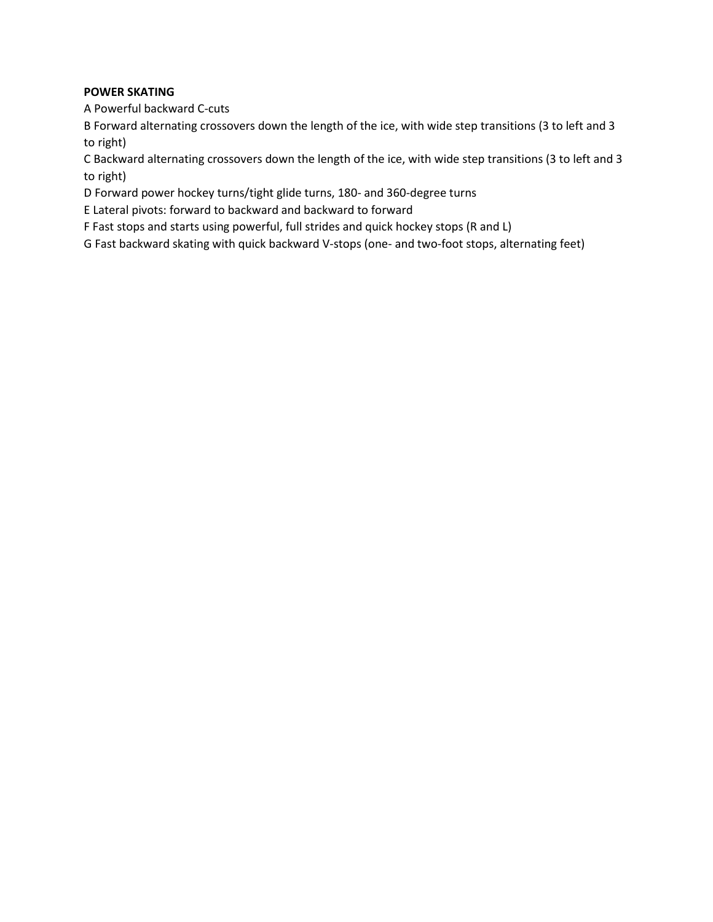**POWER SKATING**

A Powerful backward C-cuts

B Forward alternating crossovers down the length of the ice, with wide step transitions (3 to left and 3 to right)

C Backward alternating crossovers down the length of the ice, with wide step transitions (3 to left and 3 to right)

D Forward power hockey turns/tight glide turns, 180- and 360-degree turns

E Lateral pivots: forward to backward and backward to forward

F Fast stops and starts using powerful, full strides and quick hockey stops (R and L)

G Fast backward skating with quick backward V-stops (one- and two-foot stops, alternating feet)